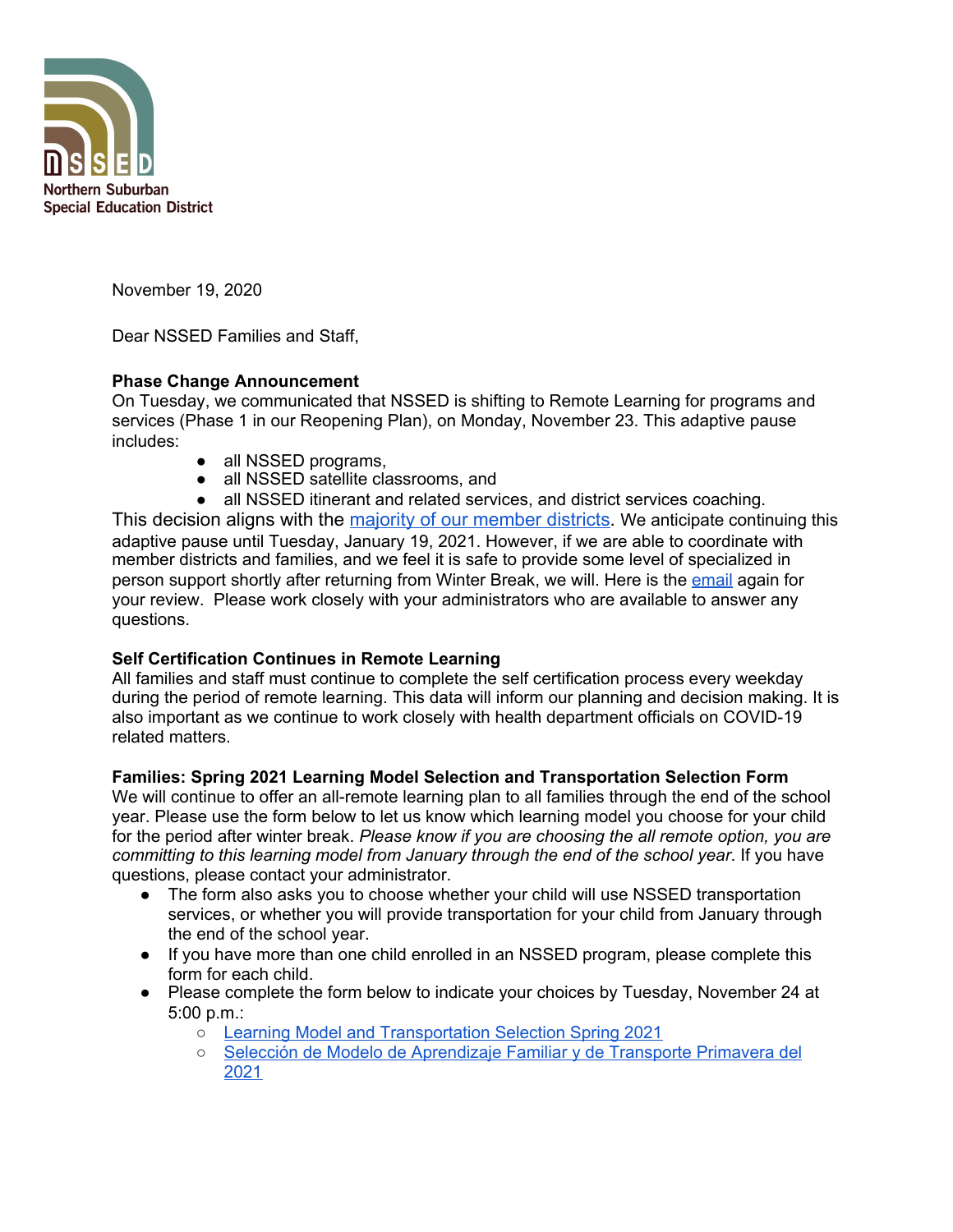NSSED
Northern Suburban
Special Education District

November 19, 2020

Dear NSSED Families and Staff,

**Phase Change Announcement**

On Tuesday, we communicated that NSSED is shifting to Remote Learning for programs and services (Phase 1 in our Reopening Plan), on Monday, November 23. This adaptive pause includes:

- all NSSED programs,
- all NSSED satellite classrooms, and
- all NSSED itinerant and related services, and district services coaching.

This decision aligns with the majority of our member districts. We anticipate continuing this adaptive pause until Tuesday, January 19, 2021. However, if we are able to coordinate with member districts and families, and we feel it is safe to provide some level of specialized in person support shortly after returning from Winter Break, we will. Here is the email again for your review. Please work closely with your administrators who are available to answer any questions.

**Self Certification Continues in Remote Learning**

All families and staff must continue to complete the self certification process every weekday during the period of remote learning. This data will inform our planning and decision making. It is also important as we continue to work closely with health department officials on COVID-19 related matters.

**Families: Spring 2021 Learning Model Selection and Transportation Selection Form**

We will continue to offer an all-remote learning plan to all families through the end of the school year. Please use the form below to let us know which learning model you choose for your child for the period after winter break. *Please know if you are choosing the all remote option, you are committing to this learning model from January through the end of the school year.* If you have questions, please contact your administrator.

- The form also asks you to choose whether your child will use NSSED transportation services, or whether you will provide transportation for your child from January through the end of the school year.
- If you have more than one child enrolled in an NSSED program, please complete this form for each child.
- Please complete the form below to indicate your choices by Tuesday, November 24 at 5:00 p.m.:
  - Learning Model and Transportation Selection Spring 2021
  - Selección de Modelo de Aprendizaje Familiar y de Transporte Primavera del 2021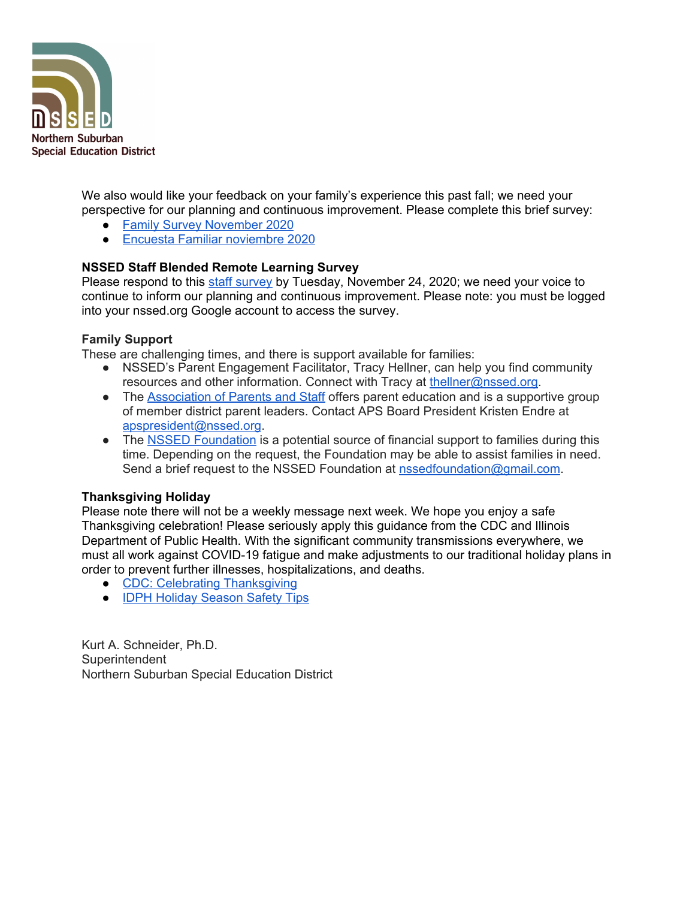Northern Suburban Special Education District

We also would like your feedback on your family's experience this past fall; we need your perspective for our planning and continuous improvement. Please complete this brief survey:

- Family Survey November 2020
- Encuesta Familiar noviembre 2020

**NSSED Staff Blended Remote Learning Survey**

Please respond to this staff survey by Tuesday, November 24, 2020; we need your voice to continue to inform our planning and continuous improvement. Please note: you must be logged into your nssed.org Google account to access the survey.

**Family Support**

These are challenging times, and there is support available for families:

- NSSED's Parent Engagement Facilitator, Tracy Hellner, can help you find community resources and other information. Connect with Tracy at thellner@nssed.org.
- The Association of Parents and Staff offers parent education and is a supportive group of member district parent leaders. Contact APS Board President Kristen Endre at apspresident@nssed.org.
- The NSSED Foundation is a potential source of financial support to families during this time. Depending on the request, the Foundation may be able to assist families in need. Send a brief request to the NSSED Foundation at nssedfoundation@gmail.com.

**Thanksgiving Holiday**

Please note there will not be a weekly message next week. We hope you enjoy a safe Thanksgiving celebration! Please seriously apply this guidance from the CDC and Illinois Department of Public Health. With the significant community transmissions everywhere, we must all work against COVID-19 fatigue and make adjustments to our traditional holiday plans in order to prevent further illnesses, hospitalizations, and deaths.

- CDC: Celebrating Thanksgiving
- IDPH Holiday Season Safety Tips

Kurt A. Schneider, Ph.D.
Superintendent
Northern Suburban Special Education District